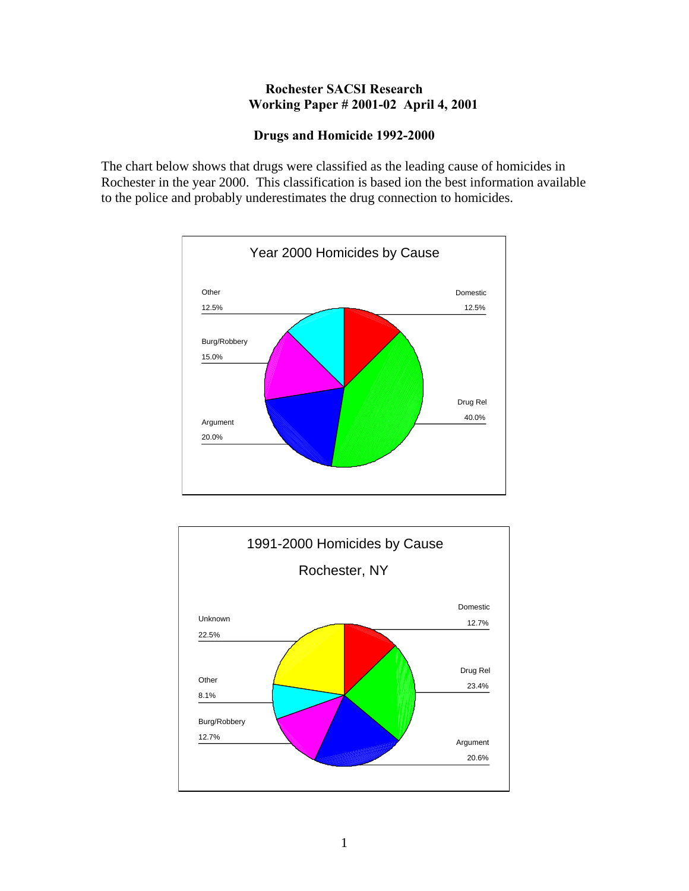**Rochester SACSI Research**
**Working Paper # 2001-02 April 4, 2001**

## Drugs and Homicide 1992-2000

The chart below shows that drugs were classified as the leading cause of homicides in Rochester in the year 2000. This classification is based ion the best information available to the police and probably underestimates the drug connection to homicides.

**Year 2000 Homicides by Cause**

| Cause | Percent |
|---|---|
| Domestic | 12.5% |
| Drug Rel | 40.0% |
| Argument | 20.0% |
| Burg/Robbery | 15.0% |
| Other | 12.5% |

**1991-2000 Homicides by Cause**

**Rochester, NY**

| Cause | Percent |
|---|---|
| Domestic | 12.7% |
| Drug Rel | 23.4% |
| Argument | 20.6% |
| Burg/Robbery | 12.7% |
| Other | 8.1% |
| Unknown | 22.5% |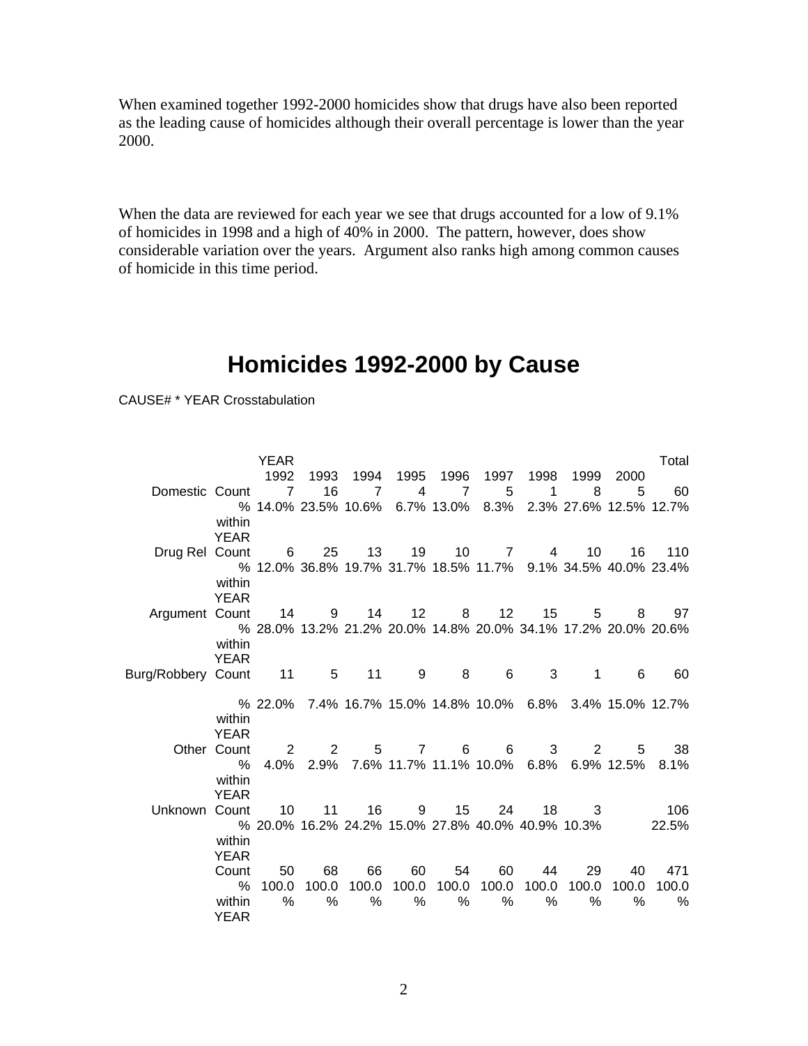When examined together 1992-2000 homicides show that drugs have also been reported as the leading cause of homicides although their overall percentage is lower than the year 2000.

When the data are reviewed for each year we see that drugs accounted for a low of 9.1% of homicides in 1998 and a high of 40% in 2000. The pattern, however, does show considerable variation over the years. Argument also ranks high among common causes of homicide in this time period.

# Homicides 1992-2000 by Cause

CAUSE# * YEAR Crosstabulation

| | | YEAR 1992 | 1993 | 1994 | 1995 | 1996 | 1997 | 1998 | 1999 | 2000 | Total |
|---|---|---|---|---|---|---|---|---|---|---|---|
| Domestic | Count | 7 | 16 | 7 | 4 | 7 | 5 | 1 | 8 | 5 | 60 |
| | % within YEAR | 14.0% | 23.5% | 10.6% | 6.7% | 13.0% | 8.3% | 2.3% | 27.6% | 12.5% | 12.7% |
| Drug Rel | Count | 6 | 25 | 13 | 19 | 10 | 7 | 4 | 10 | 16 | 110 |
| | % within YEAR | 12.0% | 36.8% | 19.7% | 31.7% | 18.5% | 11.7% | 9.1% | 34.5% | 40.0% | 23.4% |
| Argument | Count | 14 | 9 | 14 | 12 | 8 | 12 | 15 | 5 | 8 | 97 |
| | % within YEAR | 28.0% | 13.2% | 21.2% | 20.0% | 14.8% | 20.0% | 34.1% | 17.2% | 20.0% | 20.6% |
| Burg/Robbery | Count | 11 | 5 | 11 | 9 | 8 | 6 | 3 | 1 | 6 | 60 |
| | % within YEAR | 22.0% | 7.4% | 16.7% | 15.0% | 14.8% | 10.0% | 6.8% | 3.4% | 15.0% | 12.7% |
| Other | Count | 2 | 2 | 5 | 7 | 6 | 6 | 3 | 2 | 5 | 38 |
| | % within YEAR | 4.0% | 2.9% | 7.6% | 11.7% | 11.1% | 10.0% | 6.8% | 6.9% | 12.5% | 8.1% |
| Unknown | Count | 10 | 11 | 16 | 9 | 15 | 24 | 18 | 3 | | 106 |
| | % within YEAR | 20.0% | 16.2% | 24.2% | 15.0% | 27.8% | 40.0% | 40.9% | 10.3% | | 22.5% |
| | Count | 50 | 68 | 66 | 60 | 54 | 60 | 44 | 29 | 40 | 471 |
| | % within YEAR | 100.0 % | 100.0 % | 100.0 % | 100.0 % | 100.0 % | 100.0 % | 100.0 % | 100.0 % | 100.0 % | 100.0 % |